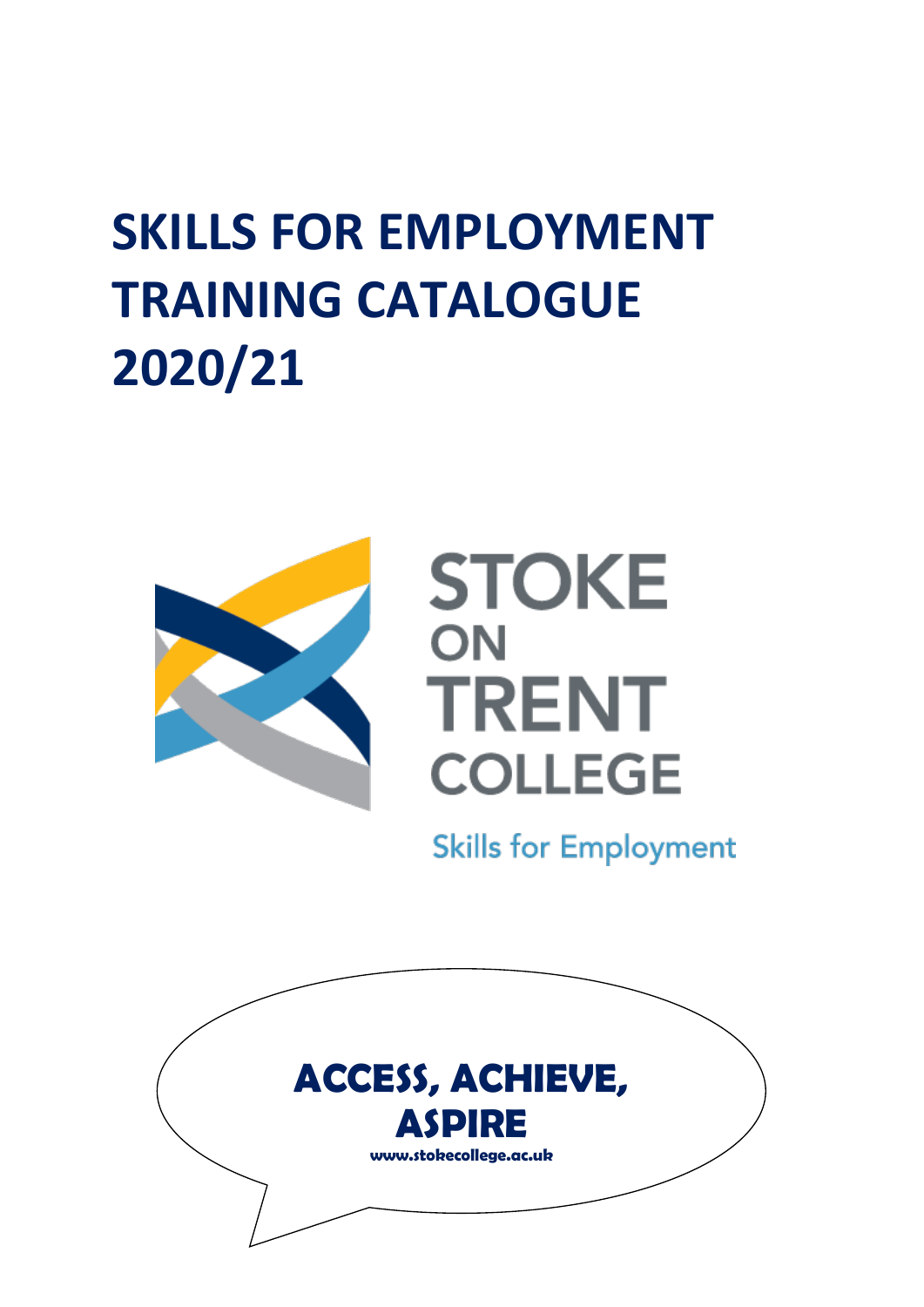# SKILLS FOR EMPLOYMENT TRAINING CATALOGUE 2020/21

STOKE ON TRENT COLLEGE

Skills for Employment

**ACCESS, ACHIEVE, ASPIRE**

**www.stokecollege.ac.uk**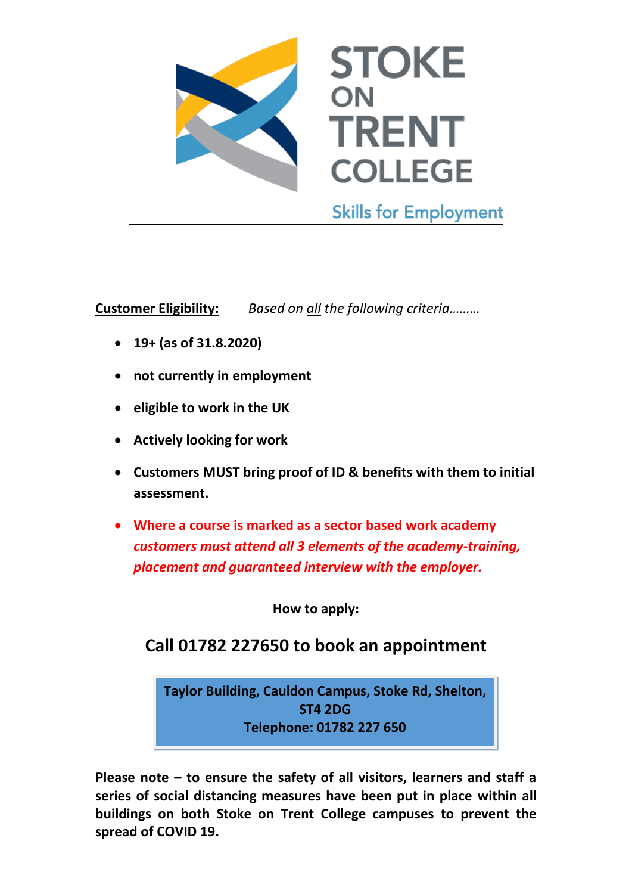STOKE ON TRENT COLLEGE

Skills for Employment

---

**Customer Eligibility:** *Based on all the following criteria………*

- **19+ (as of 31.8.2020)**
- **not currently in employment**
- **eligible to work in the UK**
- **Actively looking for work**
- **Customers MUST bring proof of ID & benefits with them to initial assessment.**
- **Where a course is marked as a sector based work academy *customers must attend all 3 elements of the academy-training, placement and guaranteed interview with the employer.***

**How to apply:**

## Call 01782 227650 to book an appointment

**Taylor Building, Cauldon Campus, Stoke Rd, Shelton, ST4 2DG**
**Telephone: 01782 227 650**

**Please note – to ensure the safety of all visitors, learners and staff a series of social distancing measures have been put in place within all buildings on both Stoke on Trent College campuses to prevent the spread of COVID 19.**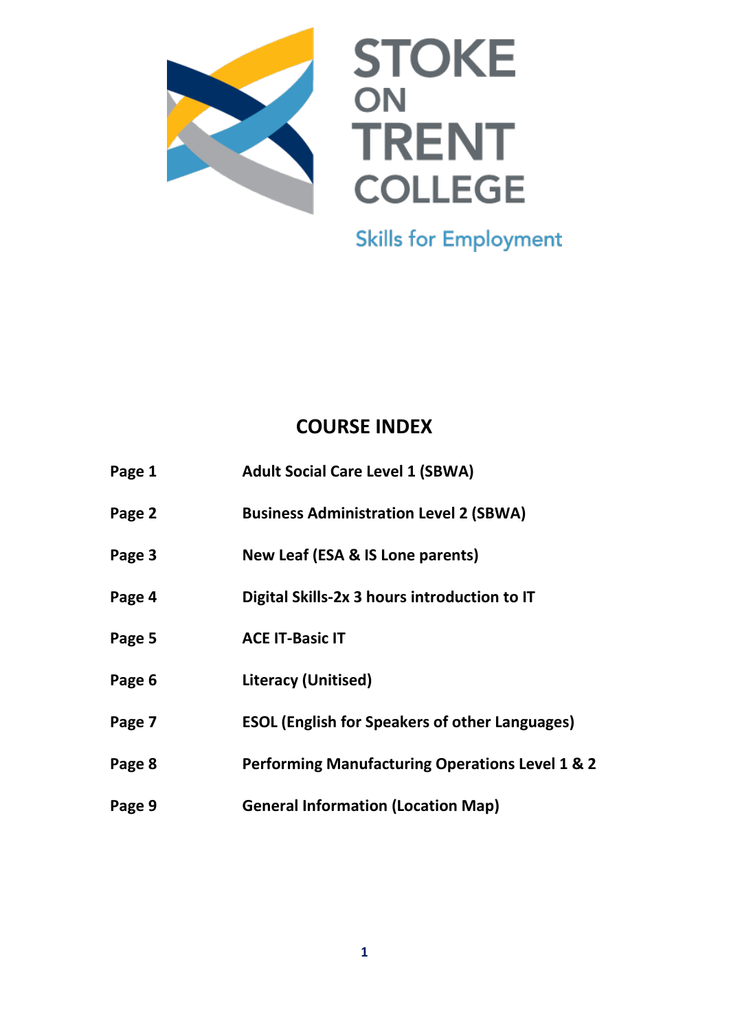STOKE ON TRENT COLLEGE

Skills for Employment

# COURSE INDEX

| | |
|---|---|
| **Page 1** | **Adult Social Care Level 1 (SBWA)** |
| **Page 2** | **Business Administration Level 2 (SBWA)** |
| **Page 3** | **New Leaf (ESA & IS Lone parents)** |
| **Page 4** | **Digital Skills-2x 3 hours introduction to IT** |
| **Page 5** | **ACE IT-Basic IT** |
| **Page 6** | **Literacy (Unitised)** |
| **Page 7** | **ESOL (English for Speakers of other Languages)** |
| **Page 8** | **Performing Manufacturing Operations Level 1 & 2** |
| **Page 9** | **General Information (Location Map)** |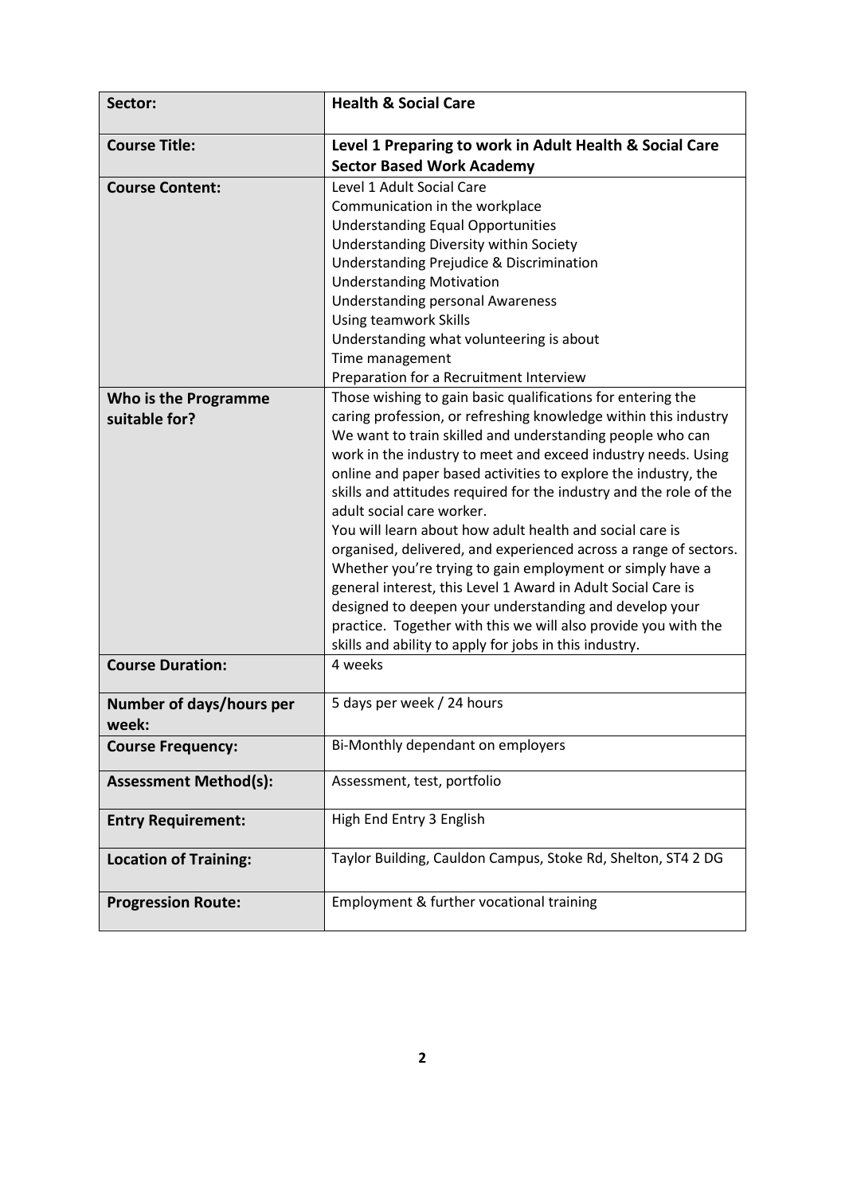| **Sector:** | **Health & Social Care** |
| --- | --- |
| **Course Title:** | **Level 1 Preparing to work in Adult Health & Social Care Sector Based Work Academy** |
| **Course Content:** | Level 1 Adult Social Care<br>Communication in the workplace<br>Understanding Equal Opportunities<br>Understanding Diversity within Society<br>Understanding Prejudice & Discrimination<br>Understanding Motivation<br>Understanding personal Awareness<br>Using teamwork Skills<br>Understanding what volunteering is about<br>Time management<br>Preparation for a Recruitment Interview |
| **Who is the Programme suitable for?** | Those wishing to gain basic qualifications for entering the caring profession, or refreshing knowledge within this industry We want to train skilled and understanding people who can work in the industry to meet and exceed industry needs. Using online and paper based activities to explore the industry, the skills and attitudes required for the industry and the role of the adult social care worker.<br>You will learn about how adult health and social care is organised, delivered, and experienced across a range of sectors. Whether you're trying to gain employment or simply have a general interest, this Level 1 Award in Adult Social Care is designed to deepen your understanding and develop your practice. Together with this we will also provide you with the skills and ability to apply for jobs in this industry. |
| **Course Duration:** | 4 weeks |
| **Number of days/hours per week:** | 5 days per week / 24 hours |
| **Course Frequency:** | Bi-Monthly dependant on employers |
| **Assessment Method(s):** | Assessment, test, portfolio |
| **Entry Requirement:** | High End Entry 3 English |
| **Location of Training:** | Taylor Building, Cauldon Campus, Stoke Rd, Shelton, ST4 2 DG |
| **Progression Route:** | Employment & further vocational training |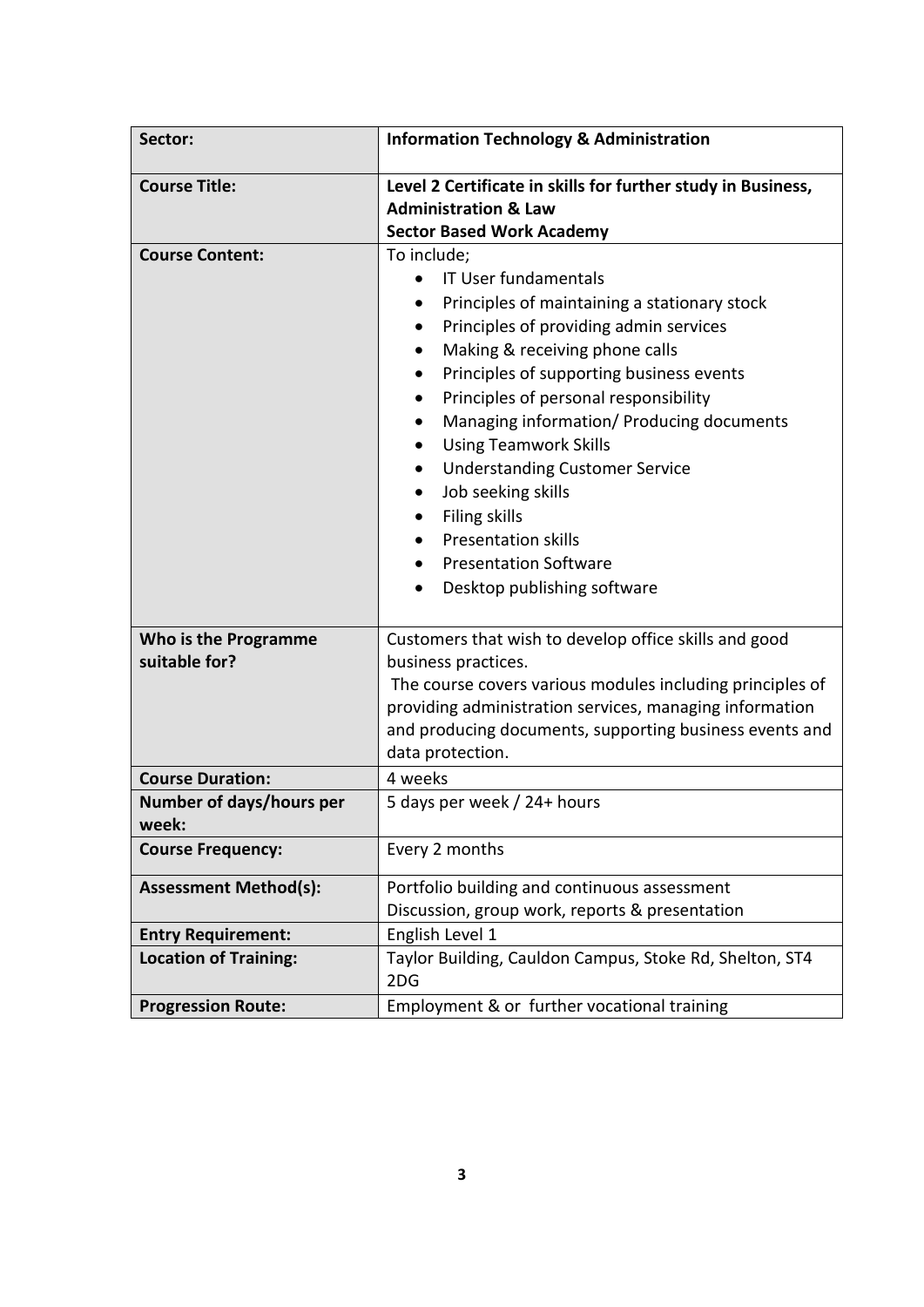| **Sector:** | **Information Technology & Administration** |
|---|---|
| **Course Title:** | **Level 2 Certificate in skills for further study in Business, Administration & Law**<br>**Sector Based Work Academy** |
| **Course Content:** | To include;<br>• IT User fundamentals<br>• Principles of maintaining a stationary stock<br>• Principles of providing admin services<br>• Making & receiving phone calls<br>• Principles of supporting business events<br>• Principles of personal responsibility<br>• Managing information/ Producing documents<br>• Using Teamwork Skills<br>• Understanding Customer Service<br>• Job seeking skills<br>• Filing skills<br>• Presentation skills<br>• Presentation Software<br>• Desktop publishing software |
| **Who is the Programme suitable for?** | Customers that wish to develop office skills and good business practices.<br>The course covers various modules including principles of providing administration services, managing information and producing documents, supporting business events and data protection. |
| **Course Duration:** | 4 weeks |
| **Number of days/hours per week:** | 5 days per week / 24+ hours |
| **Course Frequency:** | Every 2 months |
| **Assessment Method(s):** | Portfolio building and continuous assessment<br>Discussion, group work, reports & presentation |
| **Entry Requirement:** | English Level 1 |
| **Location of Training:** | Taylor Building, Cauldon Campus, Stoke Rd, Shelton, ST4 2DG |
| **Progression Route:** | Employment & or further vocational training |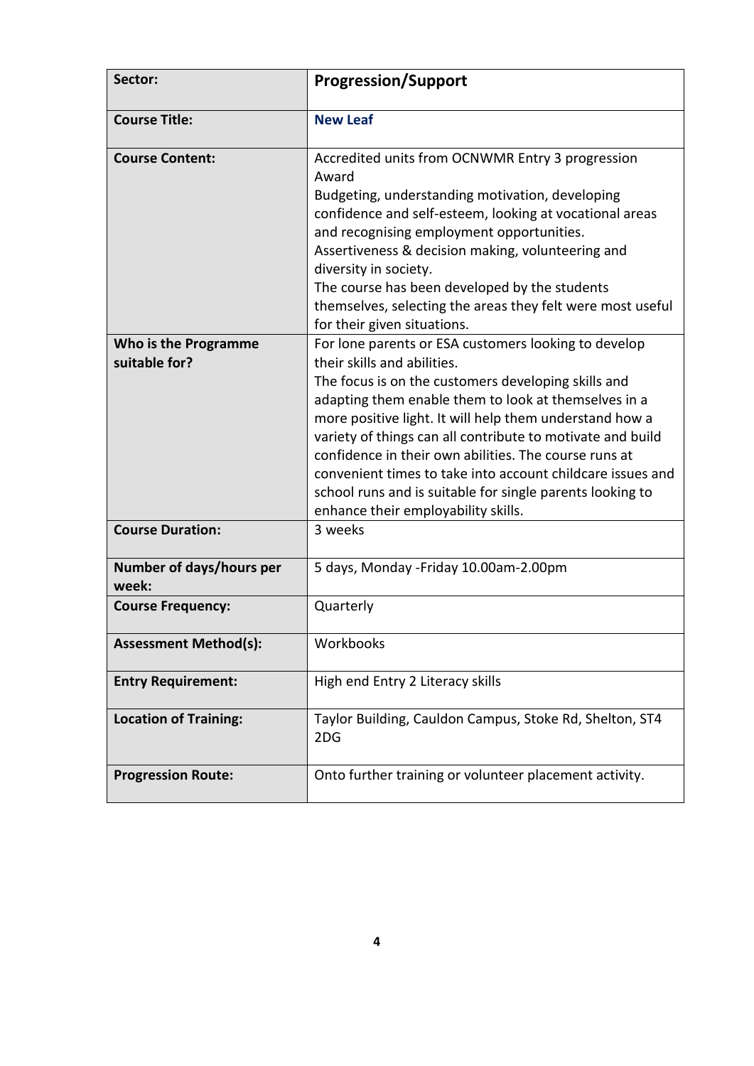| Sector: | **Progression/Support** |
| --- | --- |
| **Course Title:** | **New Leaf** |
| **Course Content:** | Accredited units from OCNWMR Entry 3 progression Award<br>Budgeting, understanding motivation, developing confidence and self-esteem, looking at vocational areas and recognising employment opportunities.<br>Assertiveness & decision making, volunteering and diversity in society.<br>The course has been developed by the students themselves, selecting the areas they felt were most useful for their given situations. |
| **Who is the Programme suitable for?** | For lone parents or ESA customers looking to develop their skills and abilities.<br>The focus is on the customers developing skills and adapting them enable them to look at themselves in a more positive light. It will help them understand how a variety of things can all contribute to motivate and build confidence in their own abilities. The course runs at convenient times to take into account childcare issues and school runs and is suitable for single parents looking to enhance their employability skills. |
| **Course Duration:** | 3 weeks |
| **Number of days/hours per week:** | 5 days, Monday -Friday 10.00am-2.00pm |
| **Course Frequency:** | Quarterly |
| **Assessment Method(s):** | Workbooks |
| **Entry Requirement:** | High end Entry 2 Literacy skills |
| **Location of Training:** | Taylor Building, Cauldon Campus, Stoke Rd, Shelton, ST4 2DG |
| **Progression Route:** | Onto further training or volunteer placement activity. |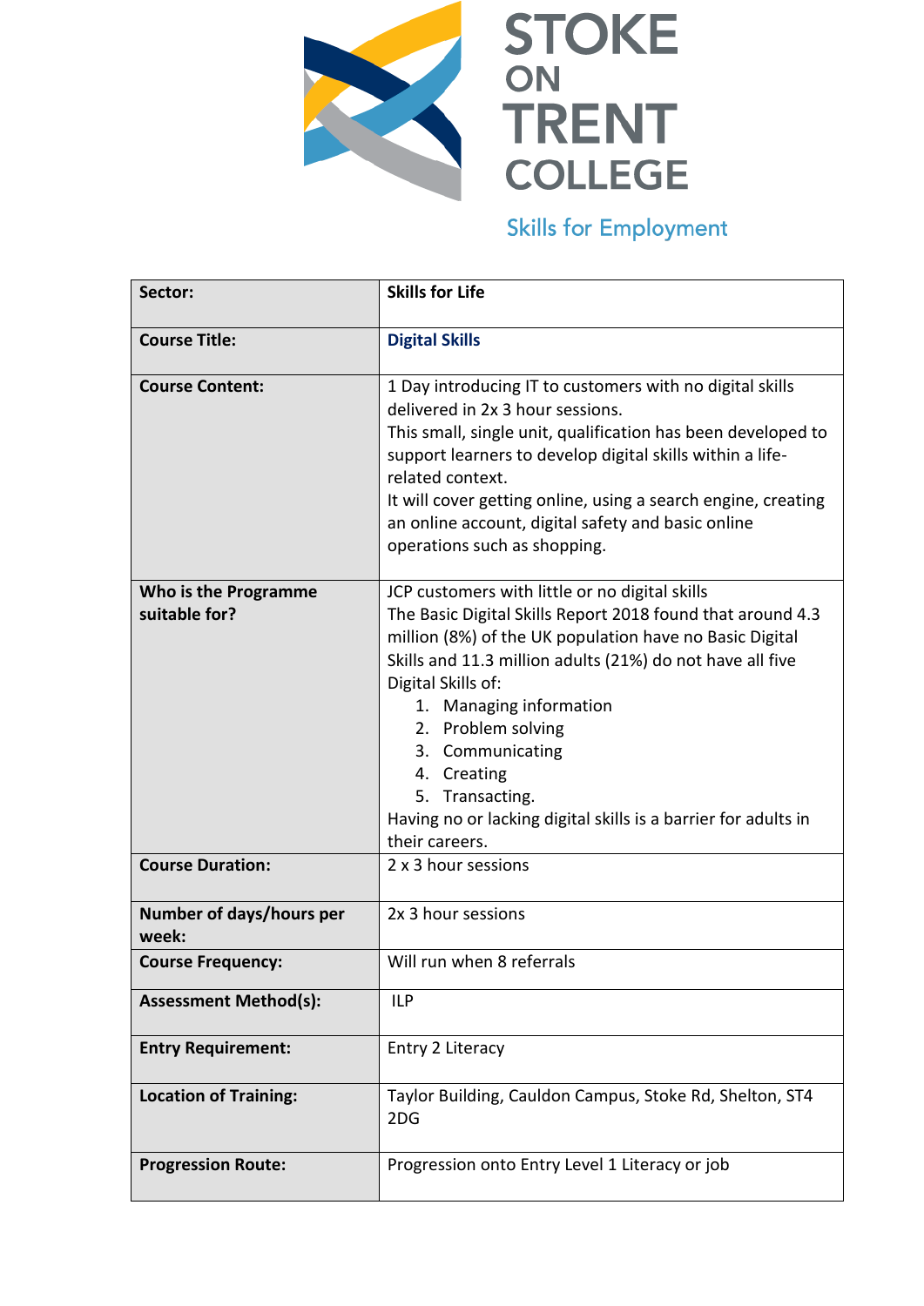# STOKE ON TRENT COLLEGE

Skills for Employment

| Sector: | Skills for Life |
|---|---|
| Course Title: | **Digital Skills** |
| Course Content: | 1 Day introducing IT to customers with no digital skills delivered in 2x 3 hour sessions.<br>This small, single unit, qualification has been developed to support learners to develop digital skills within a life-related context.<br>It will cover getting online, using a search engine, creating an online account, digital safety and basic online operations such as shopping. |
| Who is the Programme suitable for? | JCP customers with little or no digital skills<br>The Basic Digital Skills Report 2018 found that around 4.3 million (8%) of the UK population have no Basic Digital Skills and 11.3 million adults (21%) do not have all five Digital Skills of:<br>1. Managing information<br>2. Problem solving<br>3. Communicating<br>4. Creating<br>5. Transacting.<br>Having no or lacking digital skills is a barrier for adults in their careers. |
| Course Duration: | 2 x 3 hour sessions |
| Number of days/hours per week: | 2x 3 hour sessions |
| Course Frequency: | Will run when 8 referrals |
| Assessment Method(s): | ILP |
| Entry Requirement: | Entry 2 Literacy |
| Location of Training: | Taylor Building, Cauldon Campus, Stoke Rd, Shelton, ST4 2DG |
| Progression Route: | Progression onto Entry Level 1 Literacy or job |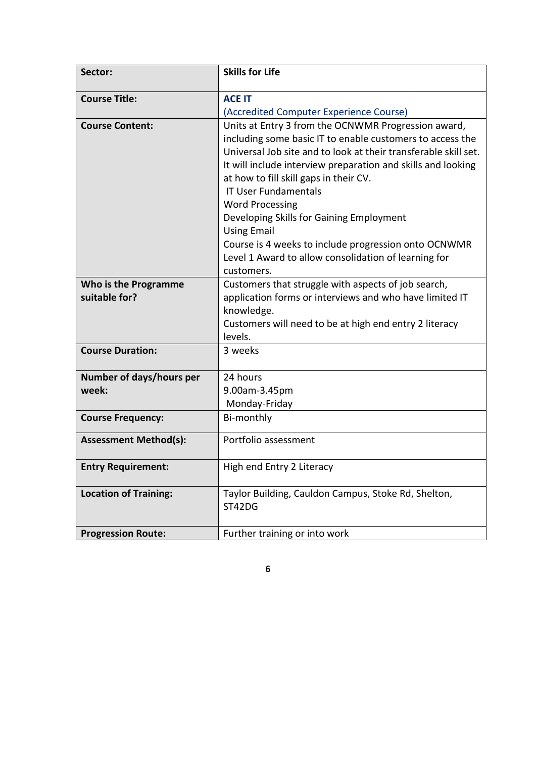| Sector: | **Skills for Life** |
|---|---|
| **Course Title:** | **ACE IT**<br>(Accredited Computer Experience Course) |
| **Course Content:** | Units at Entry 3 from the OCNWMR Progression award, including some basic IT to enable customers to access the Universal Job site and to look at their transferable skill set. It will include interview preparation and skills and looking at how to fill skill gaps in their CV.<br>IT User Fundamentals<br>Word Processing<br>Developing Skills for Gaining Employment<br>Using Email<br>Course is 4 weeks to include progression onto OCNWMR Level 1 Award to allow consolidation of learning for customers. |
| **Who is the Programme suitable for?** | Customers that struggle with aspects of job search, application forms or interviews and who have limited IT knowledge.<br>Customers will need to be at high end entry 2 literacy levels. |
| **Course Duration:** | 3 weeks |
| **Number of days/hours per week:** | 24 hours<br>9.00am-3.45pm<br>Monday-Friday |
| **Course Frequency:** | Bi-monthly |
| **Assessment Method(s):** | Portfolio assessment |
| **Entry Requirement:** | High end Entry 2 Literacy |
| **Location of Training:** | Taylor Building, Cauldon Campus, Stoke Rd, Shelton, ST42DG |
| **Progression Route:** | Further training or into work |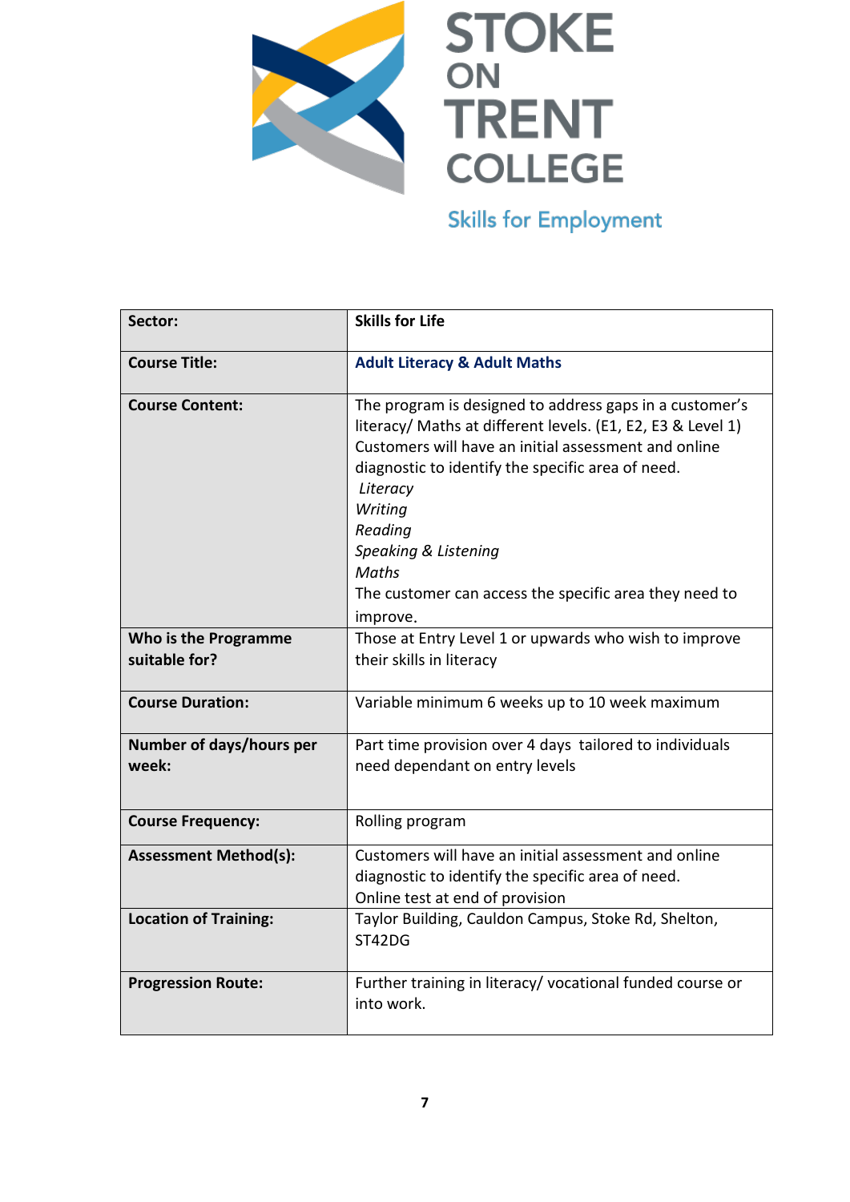STOKE ON TRENT COLLEGE

Skills for Employment

| Sector: | Skills for Life |
|---|---|
| Course Title: | Adult Literacy & Adult Maths |
| Course Content: | The program is designed to address gaps in a customer's literacy/ Maths at different levels. (E1, E2, E3 & Level 1) Customers will have an initial assessment and online diagnostic to identify the specific area of need.<br>*Literacy*<br>*Writing*<br>*Reading*<br>*Speaking & Listening*<br>*Maths*<br>The customer can access the specific area they need to improve. |
| Who is the Programme suitable for? | Those at Entry Level 1 or upwards who wish to improve their skills in literacy |
| Course Duration: | Variable minimum 6 weeks up to 10 week maximum |
| Number of days/hours per week: | Part time provision over 4 days tailored to individuals need dependant on entry levels |
| Course Frequency: | Rolling program |
| Assessment Method(s): | Customers will have an initial assessment and online diagnostic to identify the specific area of need.<br>Online test at end of provision |
| Location of Training: | Taylor Building, Cauldon Campus, Stoke Rd, Shelton, ST42DG |
| Progression Route: | Further training in literacy/ vocational funded course or into work. |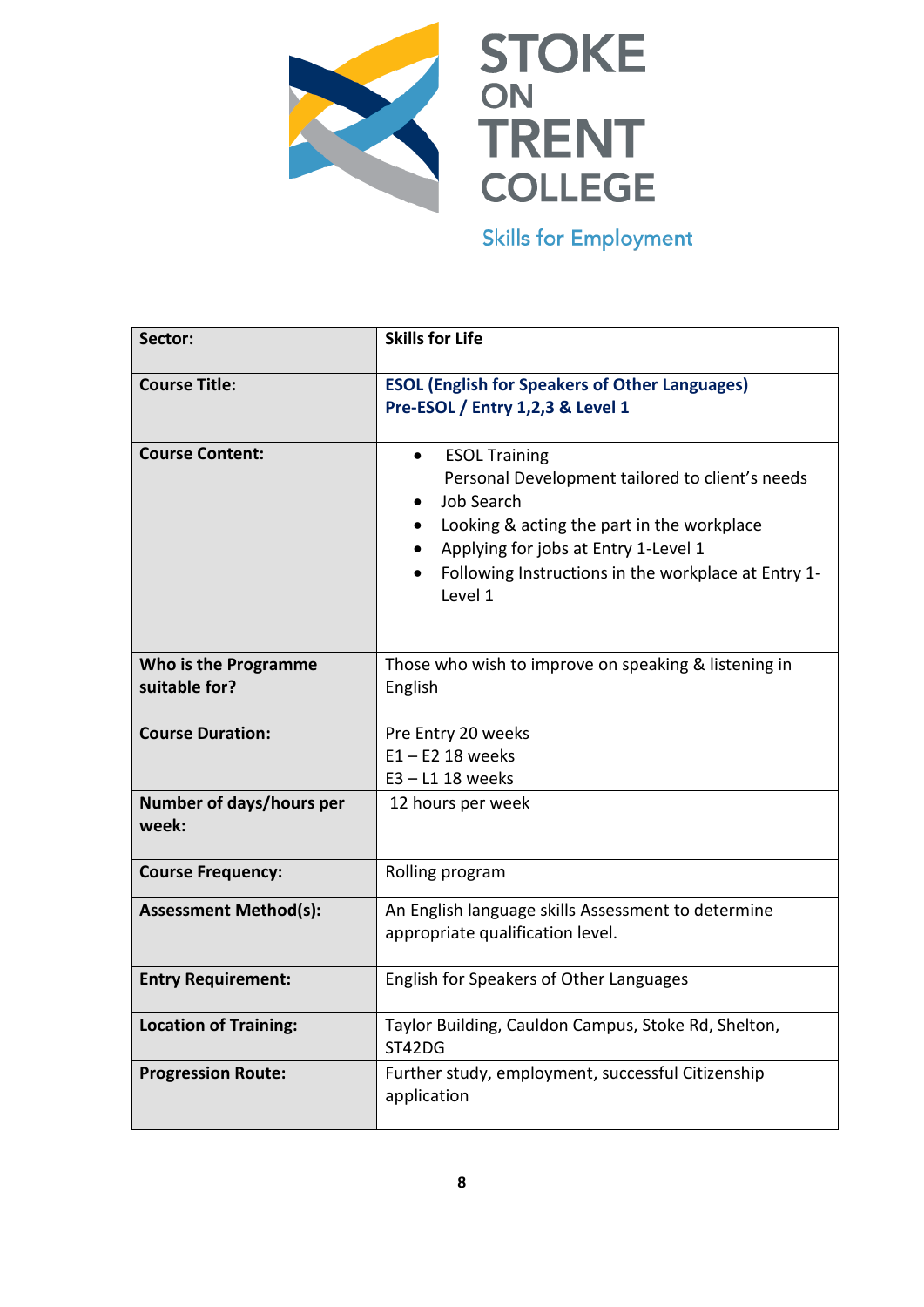STOKE ON TRENT COLLEGE

Skills for Employment

| Sector: | Skills for Life |
|---|---|
| Course Title: | **ESOL (English for Speakers of Other Languages) Pre-ESOL / Entry 1,2,3 & Level 1** |
| Course Content: | • ESOL Training<br>Personal Development tailored to client's needs<br>• Job Search<br>• Looking & acting the part in the workplace<br>• Applying for jobs at Entry 1-Level 1<br>• Following Instructions in the workplace at Entry 1-Level 1 |
| Who is the Programme suitable for? | Those who wish to improve on speaking & listening in English |
| Course Duration: | Pre Entry 20 weeks<br>E1 – E2 18 weeks<br>E3 – L1 18 weeks |
| Number of days/hours per week: | 12 hours per week |
| Course Frequency: | Rolling program |
| Assessment Method(s): | An English language skills Assessment to determine appropriate qualification level. |
| Entry Requirement: | English for Speakers of Other Languages |
| Location of Training: | Taylor Building, Cauldon Campus, Stoke Rd, Shelton, ST42DG |
| Progression Route: | Further study, employment, successful Citizenship application |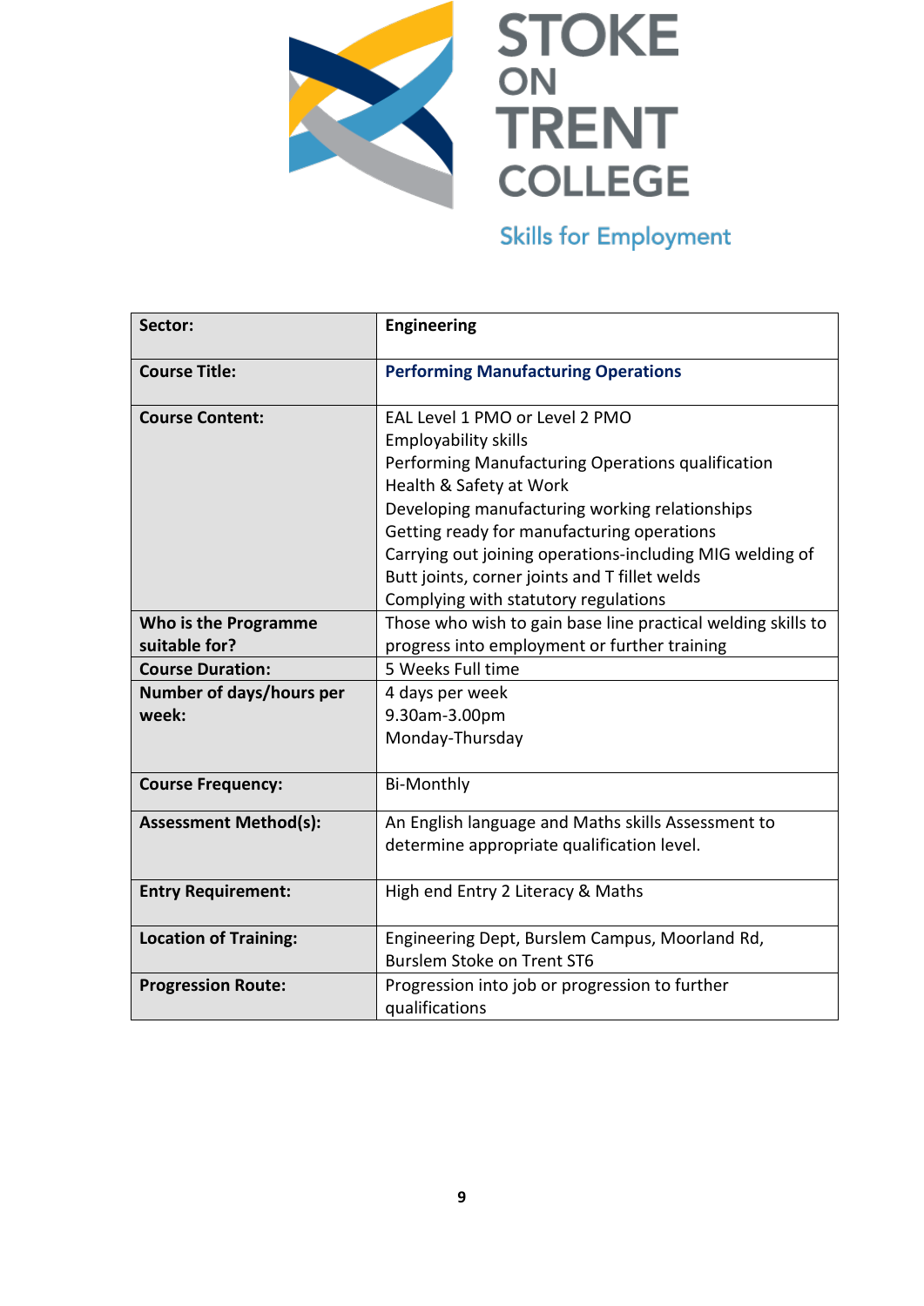STOKE ON TRENT COLLEGE

Skills for Employment

| Sector: | **Engineering** |
|---|---|
| **Course Title:** | **Performing Manufacturing Operations** |
| **Course Content:** | EAL Level 1 PMO or Level 2 PMO<br>Employability skills<br>Performing Manufacturing Operations qualification<br>Health & Safety at Work<br>Developing manufacturing working relationships<br>Getting ready for manufacturing operations<br>Carrying out joining operations-including MIG welding of Butt joints, corner joints and T fillet welds<br>Complying with statutory regulations |
| **Who is the Programme suitable for?** | Those who wish to gain base line practical welding skills to progress into employment or further training |
| **Course Duration:** | 5 Weeks Full time |
| **Number of days/hours per week:** | 4 days per week<br>9.30am-3.00pm<br>Monday-Thursday |
| **Course Frequency:** | Bi-Monthly |
| **Assessment Method(s):** | An English language and Maths skills Assessment to determine appropriate qualification level. |
| **Entry Requirement:** | High end Entry 2 Literacy & Maths |
| **Location of Training:** | Engineering Dept, Burslem Campus, Moorland Rd, Burslem Stoke on Trent ST6 |
| **Progression Route:** | Progression into job or progression to further qualifications |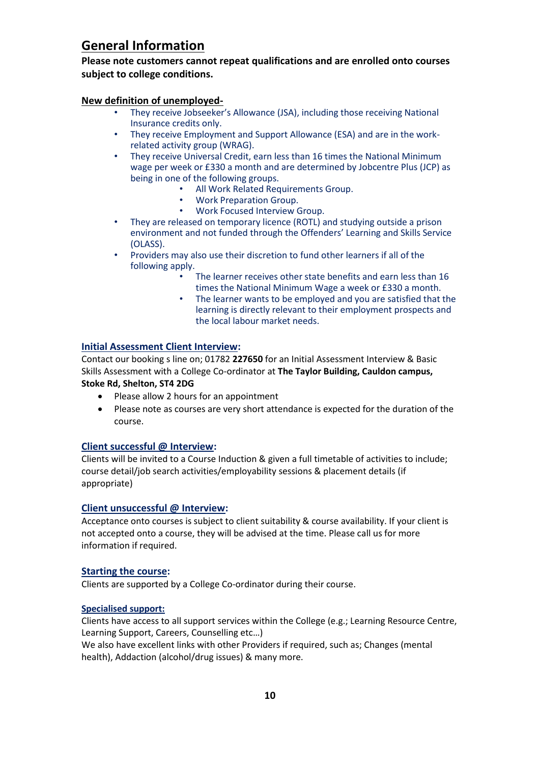## General Information

**Please note customers cannot repeat qualifications and are enrolled onto courses subject to college conditions.**

**New definition of unemployed-**

- They receive Jobseeker's Allowance (JSA), including those receiving National Insurance credits only.
- They receive Employment and Support Allowance (ESA) and are in the work-related activity group (WRAG).
- They receive Universal Credit, earn less than 16 times the National Minimum wage per week or £330 a month and are determined by Jobcentre Plus (JCP) as being in one of the following groups.
    - All Work Related Requirements Group.
    - Work Preparation Group.
    - Work Focused Interview Group.
- They are released on temporary licence (ROTL) and studying outside a prison environment and not funded through the Offenders' Learning and Skills Service (OLASS).
- Providers may also use their discretion to fund other learners if all of the following apply.
    - The learner receives other state benefits and earn less than 16 times the National Minimum Wage a week or £330 a month.
    - The learner wants to be employed and you are satisfied that the learning is directly relevant to their employment prospects and the local labour market needs.

**Initial Assessment Client Interview:**

Contact our booking s line on; 01782 **227650** for an Initial Assessment Interview & Basic Skills Assessment with a College Co-ordinator at **The Taylor Building, Cauldon campus, Stoke Rd, Shelton, ST4 2DG**

- Please allow 2 hours for an appointment
- Please note as courses are very short attendance is expected for the duration of the course.

**Client successful @ Interview:**

Clients will be invited to a Course Induction & given a full timetable of activities to include; course detail/job search activities/employability sessions & placement details (if appropriate)

**Client unsuccessful @ Interview:**

Acceptance onto courses is subject to client suitability & course availability. If your client is not accepted onto a course, they will be advised at the time. Please call us for more information if required.

**Starting the course:**

Clients are supported by a College Co-ordinator during their course.

**Specialised support:**

Clients have access to all support services within the College (e.g.; Learning Resource Centre, Learning Support, Careers, Counselling etc…)
We also have excellent links with other Providers if required, such as; Changes (mental health), Addaction (alcohol/drug issues) & many more.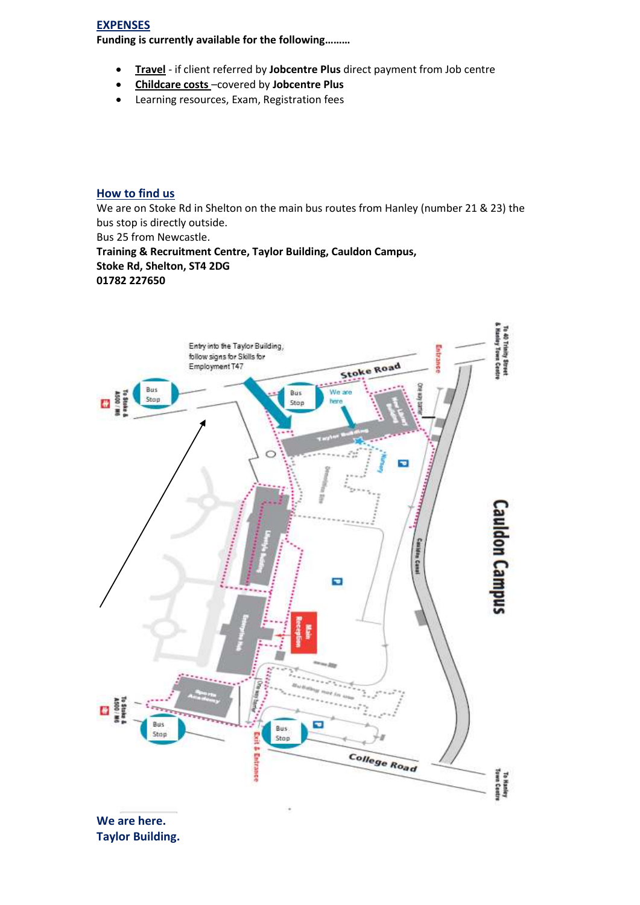## EXPENSES

**Funding is currently available for the following………**

- **Travel** - if client referred by **Jobcentre Plus** direct payment from Job centre
- **Childcare costs** –covered by **Jobcentre Plus**
- Learning resources, Exam, Registration fees

## How to find us

We are on Stoke Rd in Shelton on the main bus routes from Hanley (number 21 & 23) the bus stop is directly outside.
Bus 25 from Newcastle.

**Training & Recruitment Centre, Taylor Building, Cauldon Campus,**
**Stoke Rd, Shelton, ST4 2DG**
**01782 227650**

Entry into the Taylor Building, follow signs for Skills for Employment T47

Stoke Road

Bus Stop

We are here

Taylor Building

Cauldon Campus

Main Reception

College Road

Exit & Entrance

Entrance

To Stoke & A500 / M6

To 40 Trinity Street & Hanley Town Centre

To Hanley Town Centre

**We are here.**
**Taylor Building.**